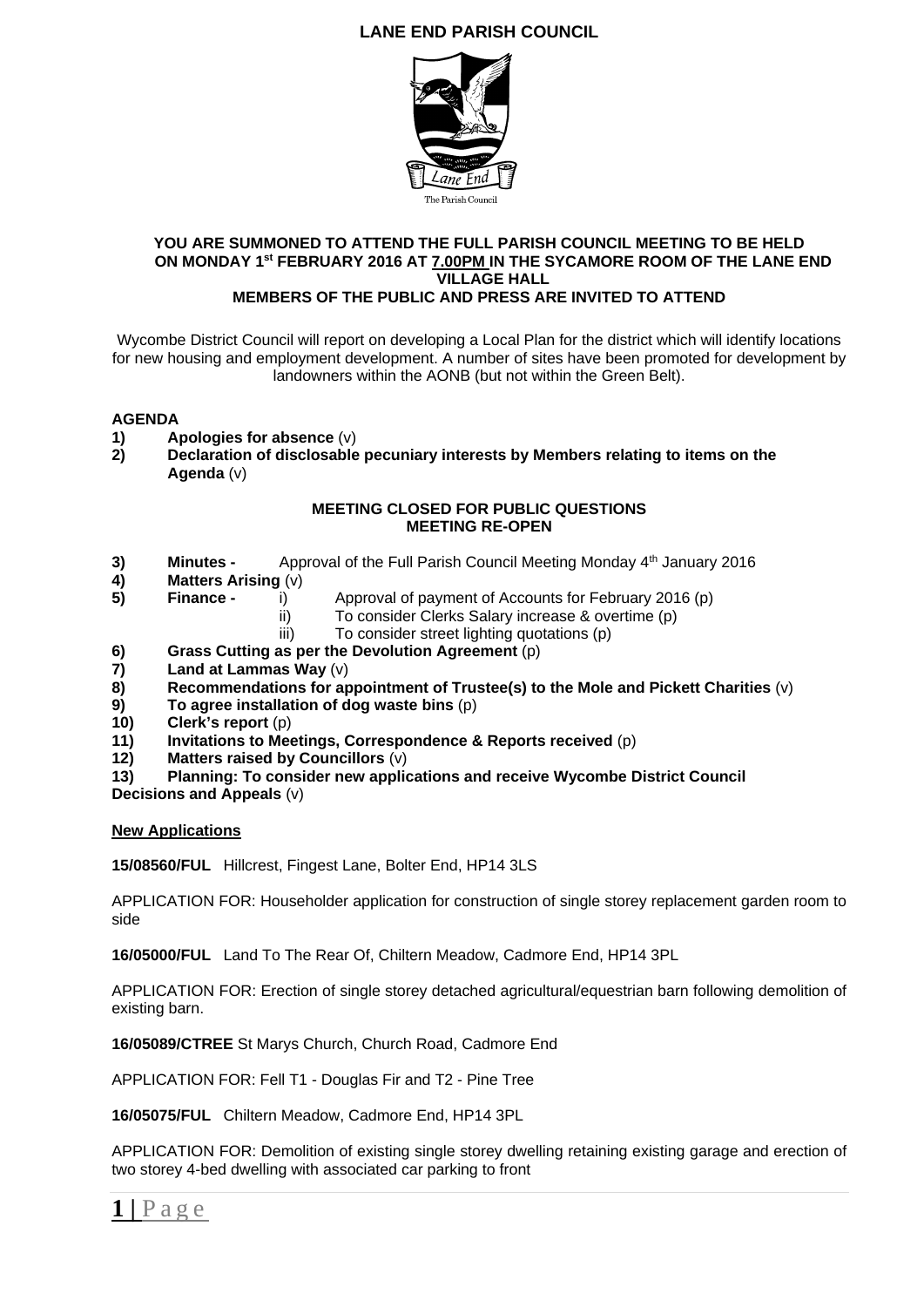# LANE END PARISH COUNCIL

**YOU ARE SUMMONED TO ATTEND THE FULL PARISH COUNCIL MEETING TO BE HELD ON MONDAY 1st FEBRUARY 2016 AT 7.00PM IN THE SYCAMORE ROOM OF THE LANE END VILLAGE HALL**

**MEMBERS OF THE PUBLIC AND PRESS ARE INVITED TO ATTEND**

Wycombe District Council will report on developing a Local Plan for the district which will identify locations for new housing and employment development. A number of sites have been promoted for development by landowners within the AONB (but not within the Green Belt).

**AGENDA**

1) **Apologies for absence** (v)
2) **Declaration of disclosable pecuniary interests by Members relating to items on the Agenda** (v)

**MEETING CLOSED FOR PUBLIC QUESTIONS**
**MEETING RE-OPEN**

3) **Minutes -** Approval of the Full Parish Council Meeting Monday 4th January 2016
4) **Matters Arising** (v)
5) **Finance -**
   i) Approval of payment of Accounts for February 2016 (p)
   ii) To consider Clerks Salary increase & overtime (p)
   iii) To consider street lighting quotations (p)
6) **Grass Cutting as per the Devolution Agreement** (p)
7) **Land at Lammas Way** (v)
8) **Recommendations for appointment of Trustee(s) to the Mole and Pickett Charities** (v)
9) **To agree installation of dog waste bins** (p)
10) **Clerk's report** (p)
11) **Invitations to Meetings, Correspondence & Reports received** (p)
12) **Matters raised by Councillors** (v)
13) **Planning: To consider new applications and receive Wycombe District Council Decisions and Appeals** (v)

**New Applications**

**15/08560/FUL** Hillcrest, Fingest Lane, Bolter End, HP14 3LS

APPLICATION FOR: Householder application for construction of single storey replacement garden room to side

**16/05000/FUL** Land To The Rear Of, Chiltern Meadow, Cadmore End, HP14 3PL

APPLICATION FOR: Erection of single storey detached agricultural/equestrian barn following demolition of existing barn.

**16/05089/CTREE** St Marys Church, Church Road, Cadmore End

APPLICATION FOR: Fell T1 - Douglas Fir and T2 - Pine Tree

**16/05075/FUL** Chiltern Meadow, Cadmore End, HP14 3PL

APPLICATION FOR: Demolition of existing single storey dwelling retaining existing garage and erection of two storey 4-bed dwelling with associated car parking to front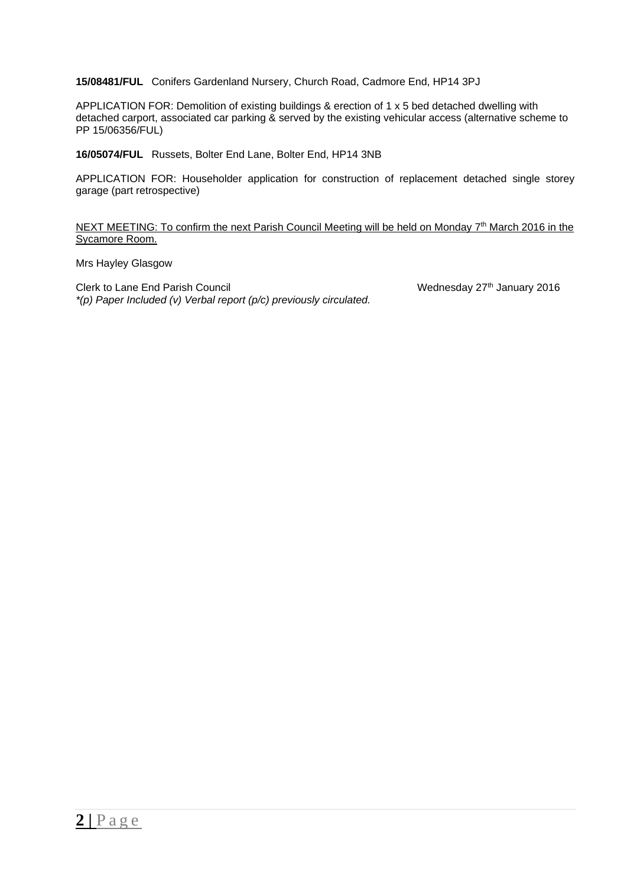**15/08481/FUL** Conifers Gardenland Nursery, Church Road, Cadmore End, HP14 3PJ

APPLICATION FOR: Demolition of existing buildings & erection of 1 x 5 bed detached dwelling with detached carport, associated car parking & served by the existing vehicular access (alternative scheme to PP 15/06356/FUL)

**16/05074/FUL** Russets, Bolter End Lane, Bolter End, HP14 3NB

APPLICATION FOR: Householder application for construction of replacement detached single storey garage (part retrospective)

<u>NEXT MEETING: To confirm the next Parish Council Meeting will be held on Monday 7th March 2016 in the Sycamore Room.</u>

Mrs Hayley Glasgow

Clerk to Lane End Parish Council Wednesday 27th January 2016

*\*(p) Paper Included (v) Verbal report (p/c) previously circulated.*